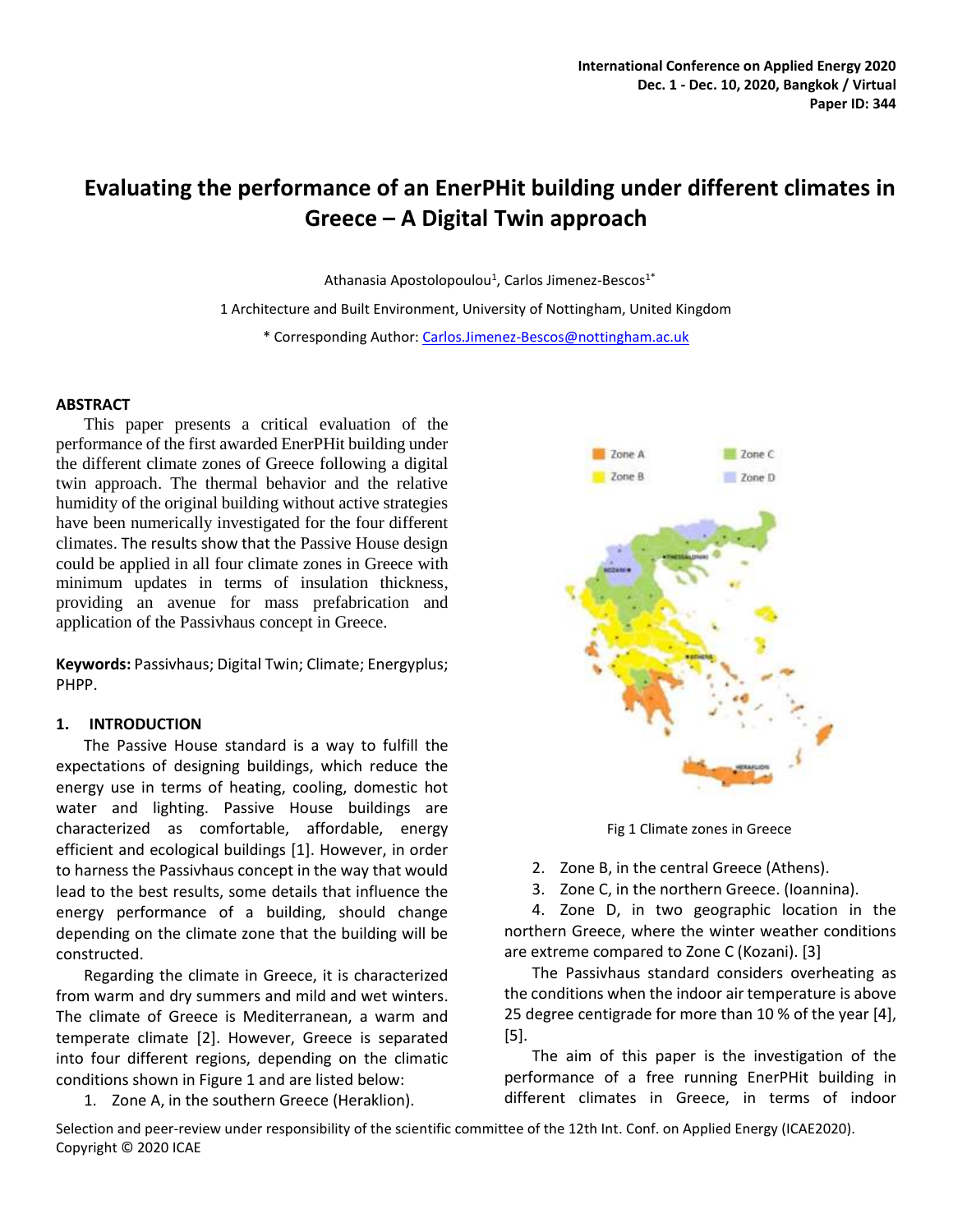# Evaluating the performance of an EnerPHit building under different climates in Greece – A Digital Twin approach

Athanasia Apostolopoulou[1], Carlos Jimenez-Bescos[1*]

1 Architecture and Built Environment, University of Nottingham, United Kingdom

* Corresponding Author: Carlos.Jimenez-Bescos@nottingham.ac.uk

## ABSTRACT

This paper presents a critical evaluation of the performance of the first awarded EnerPHit building under the different climate zones of Greece following a digital twin approach. The thermal behavior and the relative humidity of the original building without active strategies have been numerically investigated for the four different climates. The results show that the Passive House design could be applied in all four climate zones in Greece with minimum updates in terms of insulation thickness, providing an avenue for mass prefabrication and application of the Passivhaus concept in Greece.

**Keywords:** Passivhaus; Digital Twin; Climate; Energyplus; PHPP.

## 1. INTRODUCTION

The Passive House standard is a way to fulfill the expectations of designing buildings, which reduce the energy use in terms of heating, cooling, domestic hot water and lighting. Passive House buildings are characterized as comfortable, affordable, energy efficient and ecological buildings [1]. However, in order to harness the Passivhaus concept in the way that would lead to the best results, some details that influence the energy performance of a building, should change depending on the climate zone that the building will be constructed.

Regarding the climate in Greece, it is characterized from warm and dry summers and mild and wet winters. The climate of Greece is Mediterranean, a warm and temperate climate [2]. However, Greece is separated into four different regions, depending on the climatic conditions shown in Figure 1 and are listed below:

1. Zone A, in the southern Greece (Heraklion).
2. Zone B, in the central Greece (Athens).
3. Zone C, in the northern Greece. (Ioannina).
4. Zone D, in two geographic location in the northern Greece, where the winter weather conditions are extreme compared to Zone C (Kozani). [3]

Fig 1 Climate zones in Greece

The Passivhaus standard considers overheating as the conditions when the indoor air temperature is above 25 degree centigrade for more than 10 % of the year [4], [5].

The aim of this paper is the investigation of the performance of a free running EnerPHit building in different climates in Greece, in terms of indoor

Selection and peer-review under responsibility of the scientific committee of the 12th Int. Conf. on Applied Energy (ICAE2020). Copyright © 2020 ICAE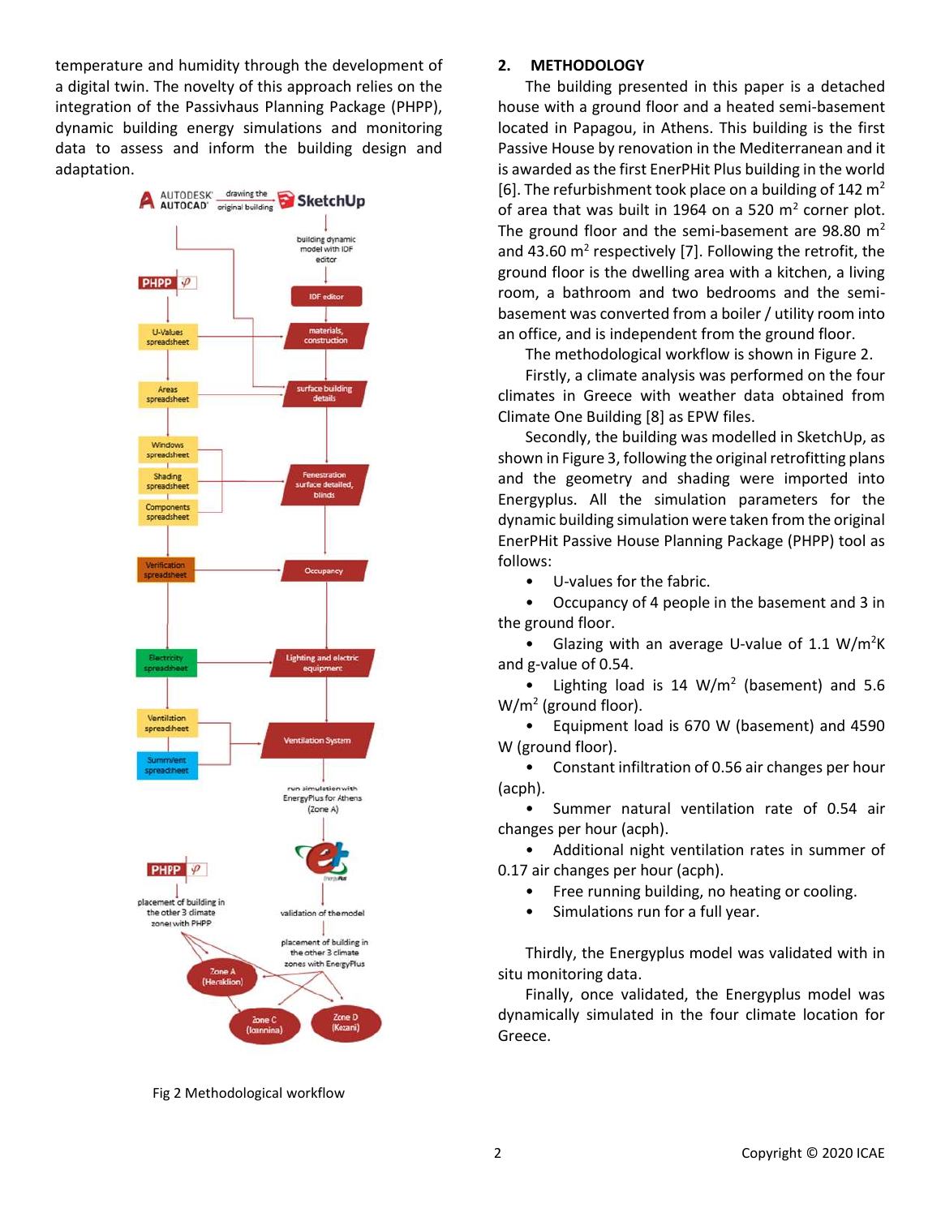temperature and humidity through the development of a digital twin. The novelty of this approach relies on the integration of the Passivhaus Planning Package (PHPP), dynamic building energy simulations and monitoring data to assess and inform the building design and adaptation.

Fig 2 Methodological workflow

## 2. METHODOLOGY

The building presented in this paper is a detached house with a ground floor and a heated semi-basement located in Papagou, in Athens. This building is the first Passive House by renovation in the Mediterranean and it is awarded as the first EnerPHit Plus building in the world [6]. The refurbishment took place on a building of 142 m$^2$ of area that was built in 1964 on a 520 m$^2$ corner plot. The ground floor and the semi-basement are 98.80 m$^2$ and 43.60 m$^2$ respectively [7]. Following the retrofit, the ground floor is the dwelling area with a kitchen, a living room, a bathroom and two bedrooms and the semi-basement was converted from a boiler / utility room into an office, and is independent from the ground floor.

The methodological workflow is shown in Figure 2.

Firstly, a climate analysis was performed on the four climates in Greece with weather data obtained from Climate One Building [8] as EPW files.

Secondly, the building was modelled in SketchUp, as shown in Figure 3, following the original retrofitting plans and the geometry and shading were imported into Energyplus. All the simulation parameters for the dynamic building simulation were taken from the original EnerPHit Passive House Planning Package (PHPP) tool as follows:

- U-values for the fabric.
- Occupancy of 4 people in the basement and 3 in the ground floor.
- Glazing with an average U-value of 1.1 W/m$^2$K and g-value of 0.54.
- Lighting load is 14 W/m$^2$ (basement) and 5.6 W/m$^2$ (ground floor).
- Equipment load is 670 W (basement) and 4590 W (ground floor).
- Constant infiltration of 0.56 air changes per hour (acph).
- Summer natural ventilation rate of 0.54 air changes per hour (acph).
- Additional night ventilation rates in summer of 0.17 air changes per hour (acph).
- Free running building, no heating or cooling.
- Simulations run for a full year.

Thirdly, the Energyplus model was validated with in situ monitoring data.

Finally, once validated, the Energyplus model was dynamically simulated in the four climate location for Greece.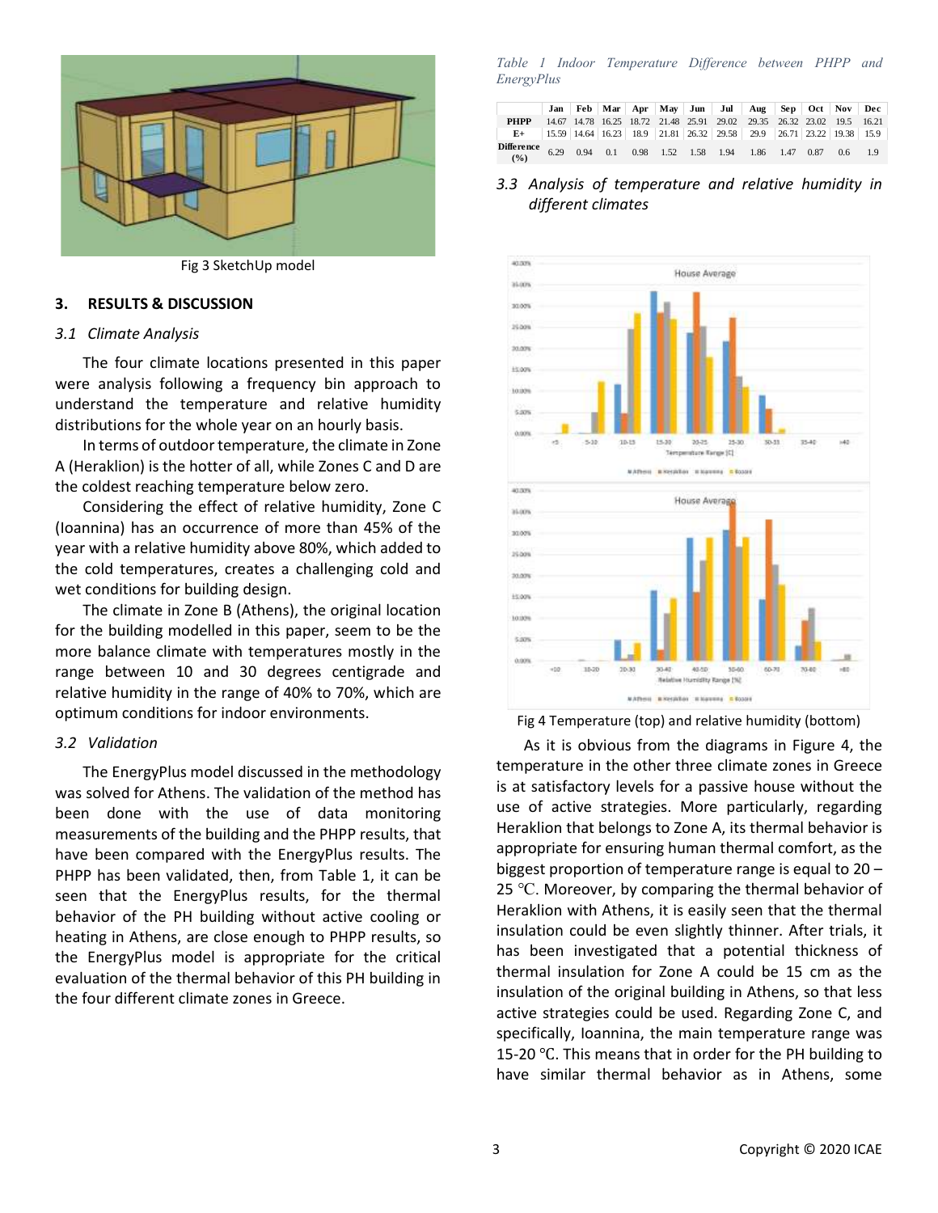Fig 3 SketchUp model

## 3. RESULTS & DISCUSSION

### 3.1 Climate Analysis

The four climate locations presented in this paper were analysis following a frequency bin approach to understand the temperature and relative humidity distributions for the whole year on an hourly basis.

In terms of outdoor temperature, the climate in Zone A (Heraklion) is the hotter of all, while Zones C and D are the coldest reaching temperature below zero.

Considering the effect of relative humidity, Zone C (Ioannina) has an occurrence of more than 45% of the year with a relative humidity above 80%, which added to the cold temperatures, creates a challenging cold and wet conditions for building design.

The climate in Zone B (Athens), the original location for the building modelled in this paper, seem to be the more balance climate with temperatures mostly in the range between 10 and 30 degrees centigrade and relative humidity in the range of 40% to 70%, which are optimum conditions for indoor environments.

### 3.2 Validation

The EnergyPlus model discussed in the methodology was solved for Athens. The validation of the method has been done with the use of data monitoring measurements of the building and the PHPP results, that have been compared with the EnergyPlus results. The PHPP has been validated, then, from Table 1, it can be seen that the EnergyPlus results, for the thermal behavior of the PH building without active cooling or heating in Athens, are close enough to PHPP results, so the EnergyPlus model is appropriate for the critical evaluation of the thermal behavior of this PH building in the four different climate zones in Greece.

*Table 1 Indoor Temperature Difference between PHPP and EnergyPlus*

| | Jan | Feb | Mar | Apr | May | Jun | Jul | Aug | Sep | Oct | Nov | Dec |
|---|---|---|---|---|---|---|---|---|---|---|---|---|
| PHPP | 14.67 | 14.78 | 16.25 | 18.72 | 21.48 | 25.91 | 29.02 | 29.35 | 26.32 | 23.02 | 19.5 | 16.21 |
| E+ | 15.59 | 14.64 | 16.23 | 18.9 | 21.81 | 26.32 | 29.58 | 29.9 | 26.71 | 23.22 | 19.38 | 15.9 |
| Difference (%) | 6.29 | 0.94 | 0.1 | 0.98 | 1.52 | 1.58 | 1.94 | 1.86 | 1.47 | 0.87 | 0.6 | 1.9 |

### 3.3 Analysis of temperature and relative humidity in different climates

Fig 4 Temperature (top) and relative humidity (bottom)

As it is obvious from the diagrams in Figure 4, the temperature in the other three climate zones in Greece is at satisfactory levels for a passive house without the use of active strategies. More particularly, regarding Heraklion that belongs to Zone A, its thermal behavior is appropriate for ensuring human thermal comfort, as the biggest proportion of temperature range is equal to 20 – 25 ℃. Moreover, by comparing the thermal behavior of Heraklion with Athens, it is easily seen that the thermal insulation could be even slightly thinner. After trials, it has been investigated that a potential thickness of thermal insulation for Zone A could be 15 cm as the insulation of the original building in Athens, so that less active strategies could be used. Regarding Zone C, and specifically, Ioannina, the main temperature range was 15-20 ℃. This means that in order for the PH building to have similar thermal behavior as in Athens, some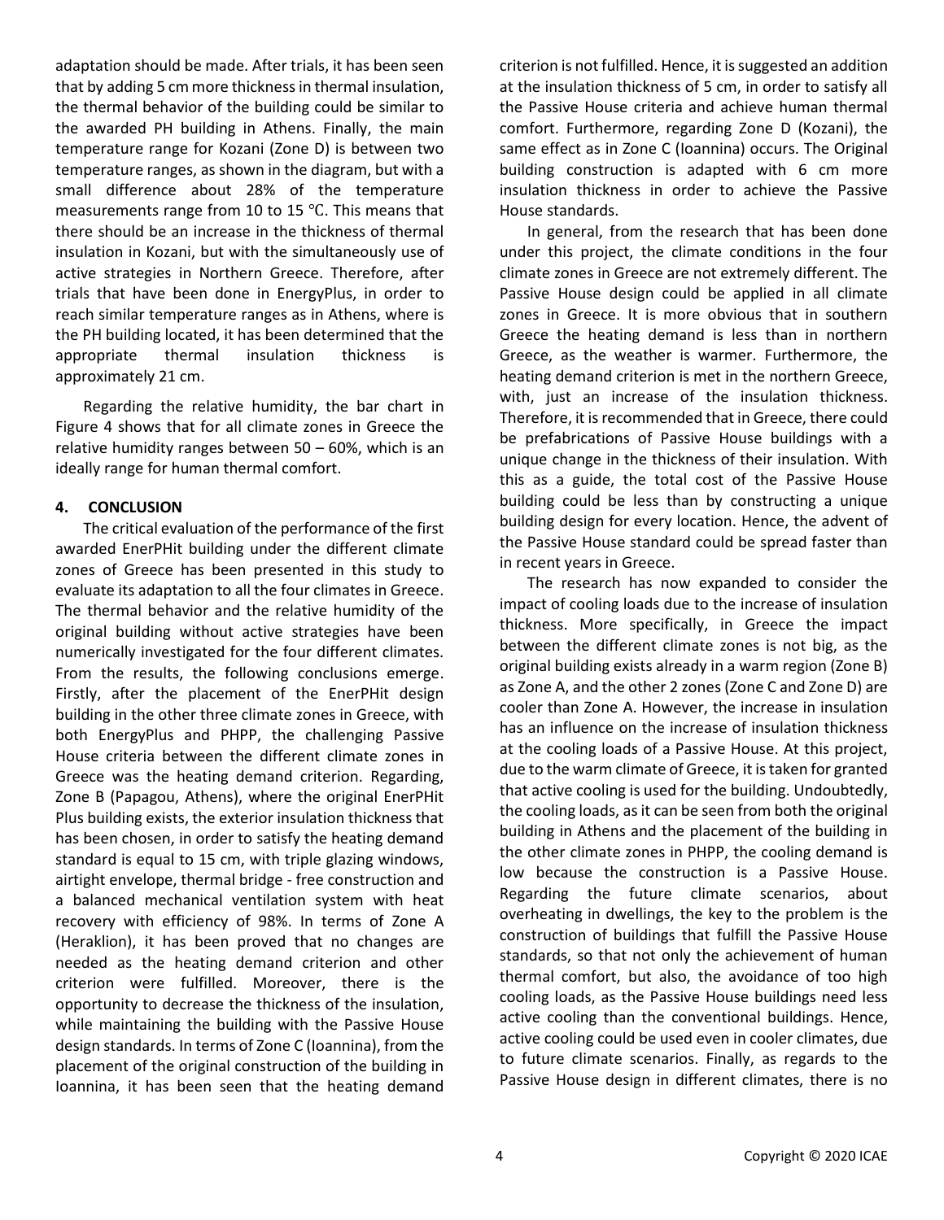adaptation should be made. After trials, it has been seen that by adding 5 cm more thickness in thermal insulation, the thermal behavior of the building could be similar to the awarded PH building in Athens. Finally, the main temperature range for Kozani (Zone D) is between two temperature ranges, as shown in the diagram, but with a small difference about 28% of the temperature measurements range from 10 to 15 °C. This means that there should be an increase in the thickness of thermal insulation in Kozani, but with the simultaneously use of active strategies in Northern Greece. Therefore, after trials that have been done in EnergyPlus, in order to reach similar temperature ranges as in Athens, where is the PH building located, it has been determined that the appropriate thermal insulation thickness is approximately 21 cm.

Regarding the relative humidity, the bar chart in Figure 4 shows that for all climate zones in Greece the relative humidity ranges between 50 – 60%, which is an ideally range for human thermal comfort.

## 4. CONCLUSION

The critical evaluation of the performance of the first awarded EnerPHit building under the different climate zones of Greece has been presented in this study to evaluate its adaptation to all the four climates in Greece. The thermal behavior and the relative humidity of the original building without active strategies have been numerically investigated for the four different climates. From the results, the following conclusions emerge. Firstly, after the placement of the EnerPHit design building in the other three climate zones in Greece, with both EnergyPlus and PHPP, the challenging Passive House criteria between the different climate zones in Greece was the heating demand criterion. Regarding, Zone B (Papagou, Athens), where the original EnerPHit Plus building exists, the exterior insulation thickness that has been chosen, in order to satisfy the heating demand standard is equal to 15 cm, with triple glazing windows, airtight envelope, thermal bridge - free construction and a balanced mechanical ventilation system with heat recovery with efficiency of 98%. In terms of Zone A (Heraklion), it has been proved that no changes are needed as the heating demand criterion and other criterion were fulfilled. Moreover, there is the opportunity to decrease the thickness of the insulation, while maintaining the building with the Passive House design standards. In terms of Zone C (Ioannina), from the placement of the original construction of the building in Ioannina, it has been seen that the heating demand criterion is not fulfilled. Hence, it is suggested an addition at the insulation thickness of 5 cm, in order to satisfy all the Passive House criteria and achieve human thermal comfort. Furthermore, regarding Zone D (Kozani), the same effect as in Zone C (Ioannina) occurs. The Original building construction is adapted with 6 cm more insulation thickness in order to achieve the Passive House standards.

In general, from the research that has been done under this project, the climate conditions in the four climate zones in Greece are not extremely different. The Passive House design could be applied in all climate zones in Greece. It is more obvious that in southern Greece the heating demand is less than in northern Greece, as the weather is warmer. Furthermore, the heating demand criterion is met in the northern Greece, with, just an increase of the insulation thickness. Therefore, it is recommended that in Greece, there could be prefabrications of Passive House buildings with a unique change in the thickness of their insulation. With this as a guide, the total cost of the Passive House building could be less than by constructing a unique building design for every location. Hence, the advent of the Passive House standard could be spread faster than in recent years in Greece.

The research has now expanded to consider the impact of cooling loads due to the increase of insulation thickness. More specifically, in Greece the impact between the different climate zones is not big, as the original building exists already in a warm region (Zone B) as Zone A, and the other 2 zones (Zone C and Zone D) are cooler than Zone A. However, the increase in insulation has an influence on the increase of insulation thickness at the cooling loads of a Passive House. At this project, due to the warm climate of Greece, it is taken for granted that active cooling is used for the building. Undoubtedly, the cooling loads, as it can be seen from both the original building in Athens and the placement of the building in the other climate zones in PHPP, the cooling demand is low because the construction is a Passive House. Regarding the future climate scenarios, about overheating in dwellings, the key to the problem is the construction of buildings that fulfill the Passive House standards, so that not only the achievement of human thermal comfort, but also, the avoidance of too high cooling loads, as the Passive House buildings need less active cooling than the conventional buildings. Hence, active cooling could be used even in cooler climates, due to future climate scenarios. Finally, as regards to the Passive House design in different climates, there is no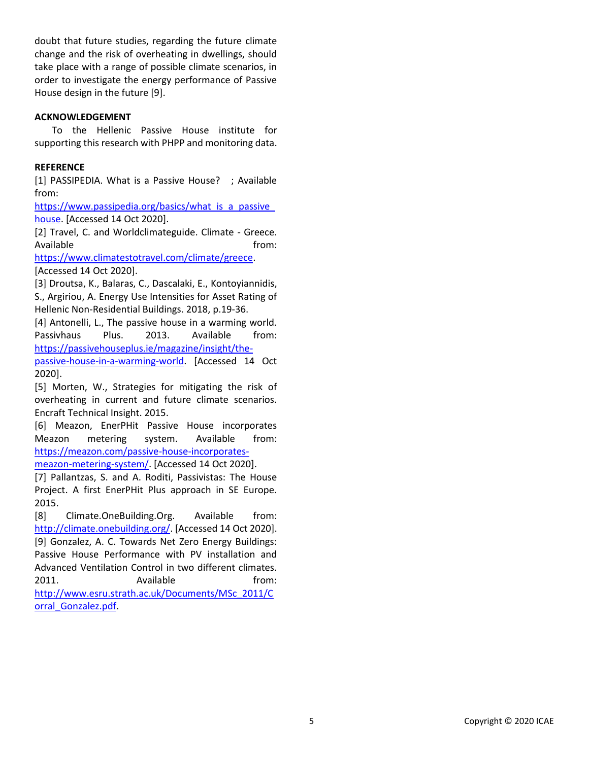doubt that future studies, regarding the future climate change and the risk of overheating in dwellings, should take place with a range of possible climate scenarios, in order to investigate the energy performance of Passive House design in the future [9].

## ACKNOWLEDGEMENT

To the Hellenic Passive House institute for supporting this research with PHPP and monitoring data.

## REFERENCE

[1] PASSIPEDIA. What is a Passive House? ; Available from: https://www.passipedia.org/basics/what_is_a_passive_house. [Accessed 14 Oct 2020].

[2] Travel, C. and Worldclimateguide. Climate - Greece. Available from: https://www.climatestotravel.com/climate/greece. [Accessed 14 Oct 2020].

[3] Droutsa, K., Balaras, C., Dascalaki, E., Kontoyiannidis, S., Argiriou, A. Energy Use Intensities for Asset Rating of Hellenic Non-Residential Buildings. 2018, p.19-36.

[4] Antonelli, L., The passive house in a warming world. Passivhaus Plus. 2013. Available from: https://passivehouseplus.ie/magazine/insight/the-passive-house-in-a-warming-world. [Accessed 14 Oct 2020].

[5] Morten, W., Strategies for mitigating the risk of overheating in current and future climate scenarios. Encraft Technical Insight. 2015.

[6] Meazon, EnerPHit Passive House incorporates Meazon metering system. Available from: https://meazon.com/passive-house-incorporates-meazon-metering-system/. [Accessed 14 Oct 2020].

[7] Pallantzas, S. and A. Roditi, Passivistas: The House Project. A first EnerPHit Plus approach in SE Europe. 2015.

[8] Climate.OneBuilding.Org. Available from: http://climate.onebuilding.org/. [Accessed 14 Oct 2020].

[9] Gonzalez, A. C. Towards Net Zero Energy Buildings: Passive House Performance with PV installation and Advanced Ventilation Control in two different climates. 2011. Available from: http://www.esru.strath.ac.uk/Documents/MSc_2011/Corral_Gonzalez.pdf.